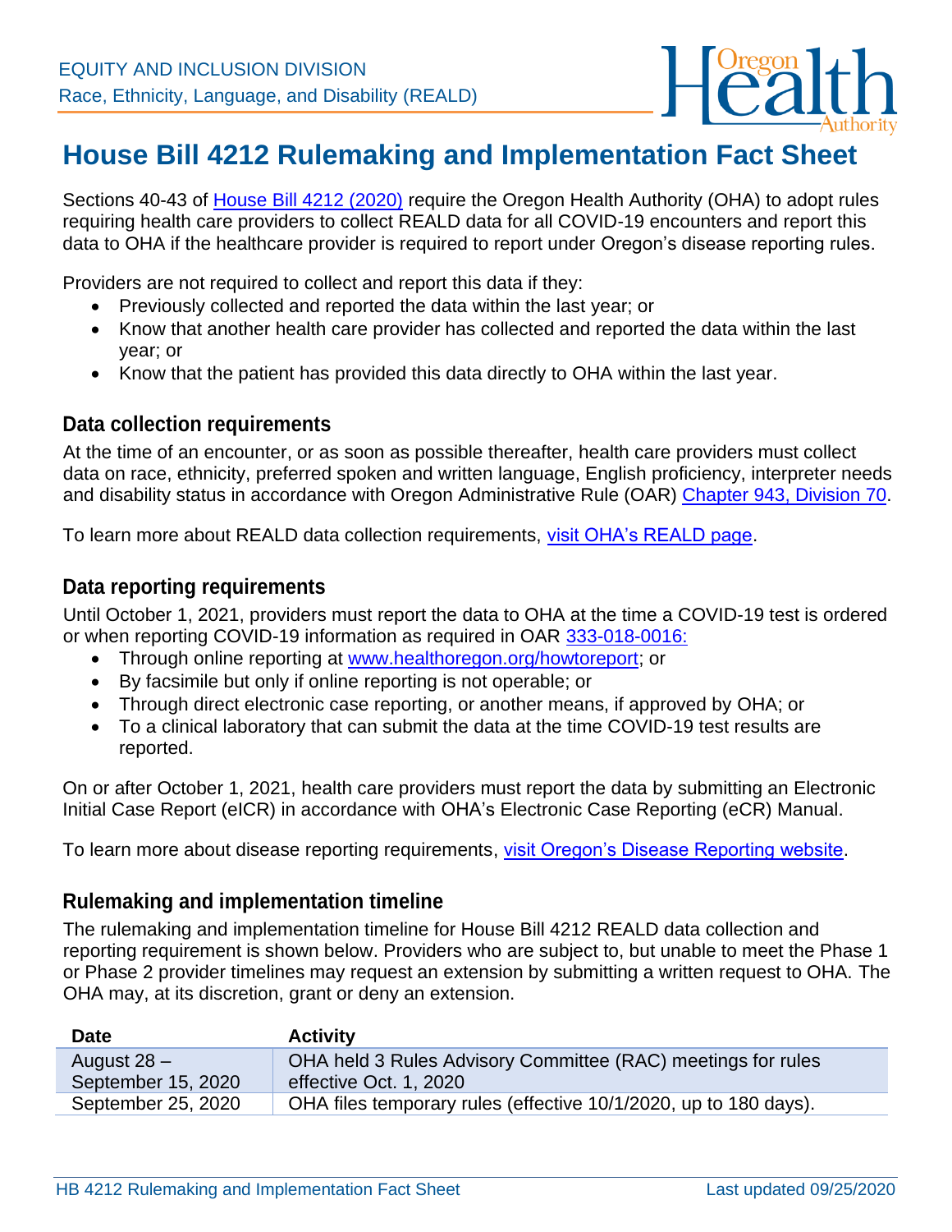EQUITY AND INCLUSION DIVISION
Race, Ethnicity, Language, and Disability (REALD)

# House Bill 4212 Rulemaking and Implementation Fact Sheet

Sections 40-43 of House Bill 4212 (2020) require the Oregon Health Authority (OHA) to adopt rules requiring health care providers to collect REALD data for all COVID-19 encounters and report this data to OHA if the healthcare provider is required to report under Oregon's disease reporting rules.

Providers are not required to collect and report this data if they:

- Previously collected and reported the data within the last year; or
- Know that another health care provider has collected and reported the data within the last year; or
- Know that the patient has provided this data directly to OHA within the last year.

## Data collection requirements

At the time of an encounter, or as soon as possible thereafter, health care providers must collect data on race, ethnicity, preferred spoken and written language, English proficiency, interpreter needs and disability status in accordance with Oregon Administrative Rule (OAR) Chapter 943, Division 70.

To learn more about REALD data collection requirements, visit OHA's REALD page.

## Data reporting requirements

Until October 1, 2021, providers must report the data to OHA at the time a COVID-19 test is ordered or when reporting COVID-19 information as required in OAR 333-018-0016:

- Through online reporting at www.healthoregon.org/howtoreport; or
- By facsimile but only if online reporting is not operable; or
- Through direct electronic case reporting, or another means, if approved by OHA; or
- To a clinical laboratory that can submit the data at the time COVID-19 test results are reported.

On or after October 1, 2021, health care providers must report the data by submitting an Electronic Initial Case Report (eICR) in accordance with OHA's Electronic Case Reporting (eCR) Manual.

To learn more about disease reporting requirements, visit Oregon's Disease Reporting website.

## Rulemaking and implementation timeline

The rulemaking and implementation timeline for House Bill 4212 REALD data collection and reporting requirement is shown below. Providers who are subject to, but unable to meet the Phase 1 or Phase 2 provider timelines may request an extension by submitting a written request to OHA. The OHA may, at its discretion, grant or deny an extension.

| Date | Activity |
|---|---|
| August 28 – September 15, 2020 | OHA held 3 Rules Advisory Committee (RAC) meetings for rules effective Oct. 1, 2020 |
| September 25, 2020 | OHA files temporary rules (effective 10/1/2020, up to 180 days). |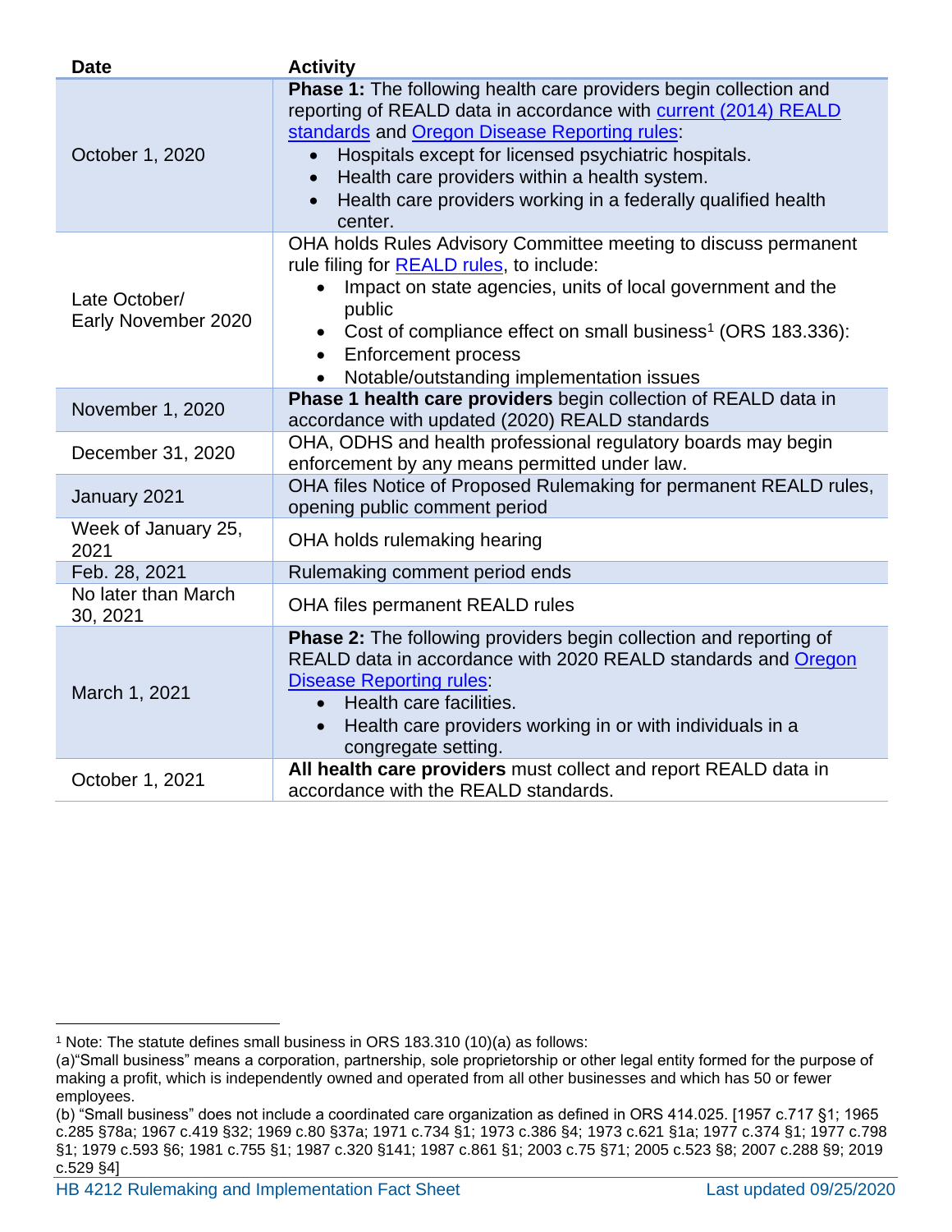| Date | Activity |
|---|---|
| October 1, 2020 | **Phase 1:** The following health care providers begin collection and reporting of REALD data in accordance with current (2014) REALD standards and Oregon Disease Reporting rules:<br>• Hospitals except for licensed psychiatric hospitals.<br>• Health care providers within a health system.<br>• Health care providers working in a federally qualified health center. |
| Late October/ Early November 2020 | OHA holds Rules Advisory Committee meeting to discuss permanent rule filing for REALD rules, to include:<br>• Impact on state agencies, units of local government and the public<br>• Cost of compliance effect on small business[1] (ORS 183.336):<br>• Enforcement process<br>• Notable/outstanding implementation issues |
| November 1, 2020 | **Phase 1 health care providers** begin collection of REALD data in accordance with updated (2020) REALD standards |
| December 31, 2020 | OHA, ODHS and health professional regulatory boards may begin enforcement by any means permitted under law. |
| January 2021 | OHA files Notice of Proposed Rulemaking for permanent REALD rules, opening public comment period |
| Week of January 25, 2021 | OHA holds rulemaking hearing |
| Feb. 28, 2021 | Rulemaking comment period ends |
| No later than March 30, 2021 | OHA files permanent REALD rules |
| March 1, 2021 | **Phase 2:** The following providers begin collection and reporting of REALD data in accordance with 2020 REALD standards and Oregon Disease Reporting rules:<br>• Health care facilities.<br>• Health care providers working in or with individuals in a congregate setting. |
| October 1, 2021 | **All health care providers** must collect and report REALD data in accordance with the REALD standards. |

[1] Note: The statute defines small business in ORS 183.310 (10)(a) as follows:
(a)"Small business" means a corporation, partnership, sole proprietorship or other legal entity formed for the purpose of making a profit, which is independently owned and operated from all other businesses and which has 50 or fewer employees.
(b) "Small business" does not include a coordinated care organization as defined in ORS 414.025. [1957 c.717 §1; 1965 c.285 §78a; 1967 c.419 §32; 1969 c.80 §37a; 1971 c.734 §1; 1973 c.386 §4; 1973 c.621 §1a; 1977 c.374 §1; 1977 c.798 §1; 1979 c.593 §6; 1981 c.755 §1; 1987 c.320 §141; 1987 c.861 §1; 2003 c.75 §71; 2005 c.523 §8; 2007 c.288 §9; 2019 c.529 §4]